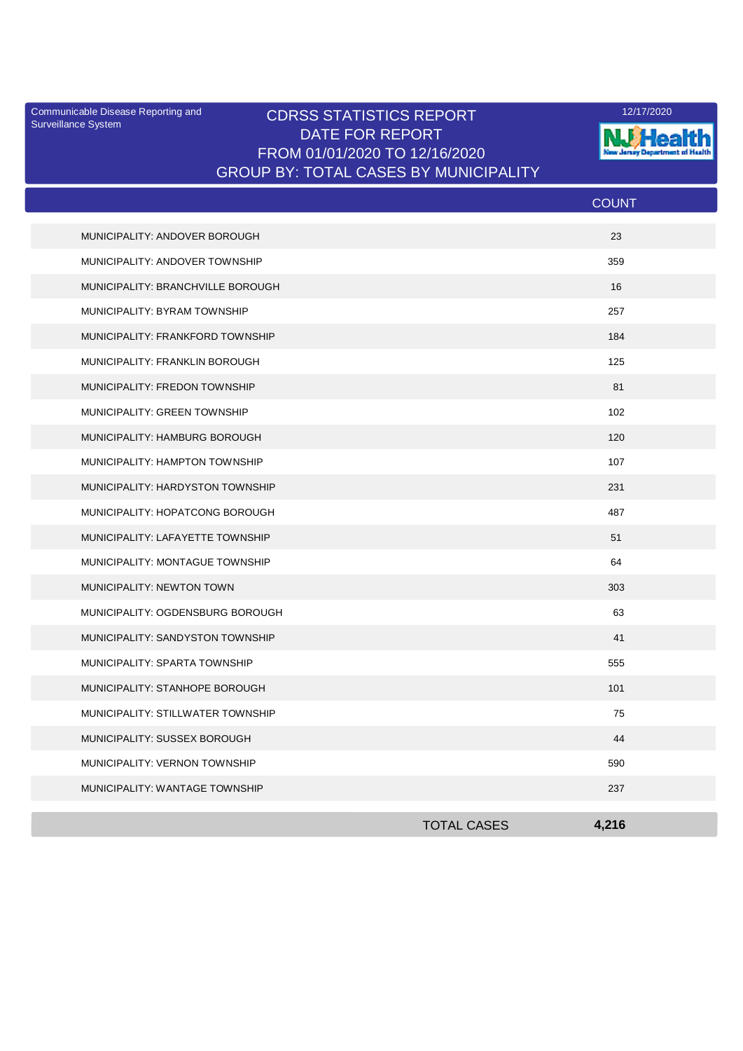Communicable Disease Reporting and Surveillance System

12/17/2020

# CDRSS STATISTICS REPORT

## DATE FOR REPORT

## FROM 01/01/2020 TO 12/16/2020

## GROUP BY: TOTAL CASES BY MUNICIPALITY

NJ Health
New Jersey Department of Health

| | COUNT |
|---|---|
| MUNICIPALITY: ANDOVER BOROUGH | 23 |
| MUNICIPALITY: ANDOVER TOWNSHIP | 359 |
| MUNICIPALITY: BRANCHVILLE BOROUGH | 16 |
| MUNICIPALITY: BYRAM TOWNSHIP | 257 |
| MUNICIPALITY: FRANKFORD TOWNSHIP | 184 |
| MUNICIPALITY: FRANKLIN BOROUGH | 125 |
| MUNICIPALITY: FREDON TOWNSHIP | 81 |
| MUNICIPALITY: GREEN TOWNSHIP | 102 |
| MUNICIPALITY: HAMBURG BOROUGH | 120 |
| MUNICIPALITY: HAMPTON TOWNSHIP | 107 |
| MUNICIPALITY: HARDYSTON TOWNSHIP | 231 |
| MUNICIPALITY: HOPATCONG BOROUGH | 487 |
| MUNICIPALITY: LAFAYETTE TOWNSHIP | 51 |
| MUNICIPALITY: MONTAGUE TOWNSHIP | 64 |
| MUNICIPALITY: NEWTON TOWN | 303 |
| MUNICIPALITY: OGDENSBURG BOROUGH | 63 |
| MUNICIPALITY: SANDYSTON TOWNSHIP | 41 |
| MUNICIPALITY: SPARTA TOWNSHIP | 555 |
| MUNICIPALITY: STANHOPE BOROUGH | 101 |
| MUNICIPALITY: STILLWATER TOWNSHIP | 75 |
| MUNICIPALITY: SUSSEX BOROUGH | 44 |
| MUNICIPALITY: VERNON TOWNSHIP | 590 |
| MUNICIPALITY: WANTAGE TOWNSHIP | 237 |
| TOTAL CASES | **4,216** |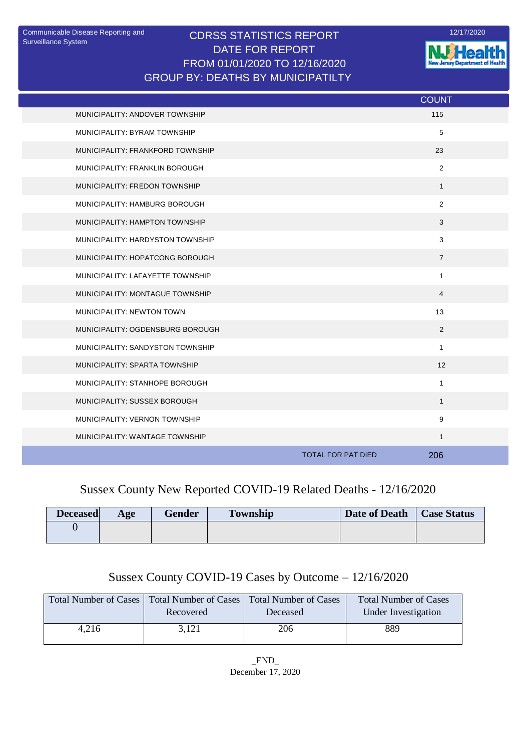Communicable Disease Reporting and Surveillance System

# CDRSS STATISTICS REPORT
## DATE FOR REPORT
## FROM 01/01/2020 TO 12/16/2020
## GROUP BY: DEATHS BY MUNICIPATILTY

12/17/2020

| | COUNT |
|---|---|
| MUNICIPALITY: ANDOVER TOWNSHIP | 115 |
| MUNICIPALITY: BYRAM TOWNSHIP | 5 |
| MUNICIPALITY: FRANKFORD TOWNSHIP | 23 |
| MUNICIPALITY: FRANKLIN BOROUGH | 2 |
| MUNICIPALITY: FREDON TOWNSHIP | 1 |
| MUNICIPALITY: HAMBURG BOROUGH | 2 |
| MUNICIPALITY: HAMPTON TOWNSHIP | 3 |
| MUNICIPALITY: HARDYSTON TOWNSHIP | 3 |
| MUNICIPALITY: HOPATCONG BOROUGH | 7 |
| MUNICIPALITY: LAFAYETTE TOWNSHIP | 1 |
| MUNICIPALITY: MONTAGUE TOWNSHIP | 4 |
| MUNICIPALITY: NEWTON TOWN | 13 |
| MUNICIPALITY: OGDENSBURG BOROUGH | 2 |
| MUNICIPALITY: SANDYSTON TOWNSHIP | 1 |
| MUNICIPALITY: SPARTA TOWNSHIP | 12 |
| MUNICIPALITY: STANHOPE BOROUGH | 1 |
| MUNICIPALITY: SUSSEX BOROUGH | 1 |
| MUNICIPALITY: VERNON TOWNSHIP | 9 |
| MUNICIPALITY: WANTAGE TOWNSHIP | 1 |
| TOTAL FOR PAT DIED | 206 |

## Sussex County New Reported COVID-19 Related Deaths - 12/16/2020

| Deceased | Age | Gender | Township | Date of Death | Case Status |
|---|---|---|---|---|---|
| 0 | | | | | |

## Sussex County COVID-19 Cases by Outcome – 12/16/2020

| Total Number of Cases | Total Number of Cases Recovered | Total Number of Cases Deceased | Total Number of Cases Under Investigation |
|---|---|---|---|
| 4,216 | 3,121 | 206 | 889 |

_END_
December 17, 2020